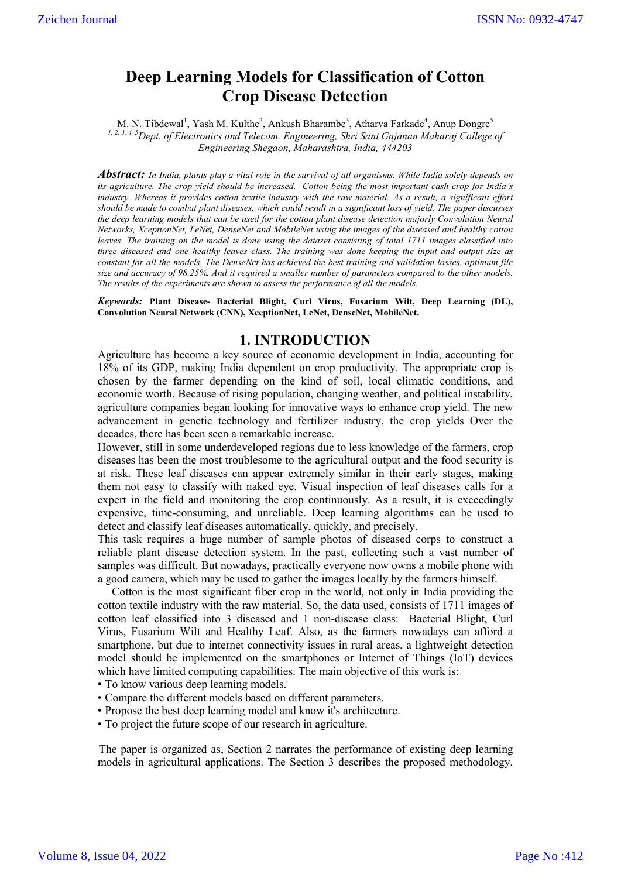# Deep Learning Models for Classification of Cotton Crop Disease Detection

M. N. Tibdewal[1], Yash M. Kulthe[2], Ankush Bharambe[3], Atharva Farkade[4], Anup Dongre[5]

[1, 2, 3, 4, 5]*Dept. of Electronics and Telecom. Engineering, Shri Sant Gajanan Maharaj College of Engineering Shegaon, Maharashtra, India, 444203*

***Abstract:*** *In India, plants play a vital role in the survival of all organisms. While India solely depends on its agriculture. The crop yield should be increased. Cotton being the most important cash crop for India's industry. Whereas it provides cotton textile industry with the raw material. As a result, a significant effort should be made to combat plant diseases, which could result in a significant loss of yield. The paper discusses the deep learning models that can be used for the cotton plant disease detection majorly Convolution Neural Networks, XceptionNet, LeNet, DenseNet and MobileNet using the images of the diseased and healthy cotton leaves. The training on the model is done using the dataset consisting of total 1711 images classified into three diseased and one healthy leaves class. The training was done keeping the input and output size as constant for all the models. The DenseNet has achieved the best training and validation losses, optimum file size and accuracy of 98.25%. And it required a smaller number of parameters compared to the other models. The results of the experiments are shown to assess the performance of all the models.*

***Keywords:*** **Plant Disease- Bacterial Blight, Curl Virus, Fusarium Wilt, Deep Learning (DL), Convolution Neural Network (CNN), XceptionNet, LeNet, DenseNet, MobileNet.**

## 1. INTRODUCTION

Agriculture has become a key source of economic development in India, accounting for 18% of its GDP, making India dependent on crop productivity. The appropriate crop is chosen by the farmer depending on the kind of soil, local climatic conditions, and economic worth. Because of rising population, changing weather, and political instability, agriculture companies began looking for innovative ways to enhance crop yield. The new advancement in genetic technology and fertilizer industry, the crop yields Over the decades, there has been seen a remarkable increase.

However, still in some underdeveloped regions due to less knowledge of the farmers, crop diseases has been the most troublesome to the agricultural output and the food security is at risk. These leaf diseases can appear extremely similar in their early stages, making them not easy to classify with naked eye. Visual inspection of leaf diseases calls for a expert in the field and monitoring the crop continuously. As a result, it is exceedingly expensive, time-consuming, and unreliable. Deep learning algorithms can be used to detect and classify leaf diseases automatically, quickly, and precisely.

This task requires a huge number of sample photos of diseased corps to construct a reliable plant disease detection system. In the past, collecting such a vast number of samples was difficult. But nowadays, practically everyone now owns a mobile phone with a good camera, which may be used to gather the images locally by the farmers himself.

Cotton is the most significant fiber crop in the world, not only in India providing the cotton textile industry with the raw material. So, the data used, consists of 1711 images of cotton leaf classified into 3 diseased and 1 non-disease class: Bacterial Blight, Curl Virus, Fusarium Wilt and Healthy Leaf. Also, as the farmers nowadays can afford a smartphone, but due to internet connectivity issues in rural areas, a lightweight detection model should be implemented on the smartphones or Internet of Things (IoT) devices which have limited computing capabilities. The main objective of this work is:

- To know various deep learning models.
- Compare the different models based on different parameters.
- Propose the best deep learning model and know it's architecture.
- To project the future scope of our research in agriculture.

The paper is organized as, Section 2 narrates the performance of existing deep learning models in agricultural applications. The Section 3 describes the proposed methodology.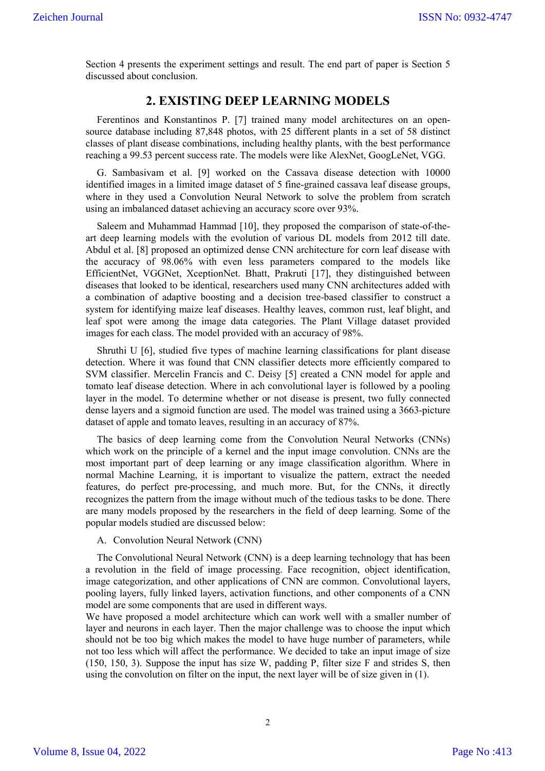Section 4 presents the experiment settings and result. The end part of paper is Section 5 discussed about conclusion.

## 2. EXISTING DEEP LEARNING MODELS

Ferentinos and Konstantinos P. [7] trained many model architectures on an open-source database including 87,848 photos, with 25 different plants in a set of 58 distinct classes of plant disease combinations, including healthy plants, with the best performance reaching a 99.53 percent success rate. The models were like AlexNet, GoogLeNet, VGG.

G. Sambasivam et al. [9] worked on the Cassava disease detection with 10000 identified images in a limited image dataset of 5 fine-grained cassava leaf disease groups, where in they used a Convolution Neural Network to solve the problem from scratch using an imbalanced dataset achieving an accuracy score over 93%.

Saleem and Muhammad Hammad [10], they proposed the comparison of state-of-the-art deep learning models with the evolution of various DL models from 2012 till date. Abdul et al. [8] proposed an optimized dense CNN architecture for corn leaf disease with the accuracy of 98.06% with even less parameters compared to the models like EfficientNet, VGGNet, XceptionNet. Bhatt, Prakruti [17], they distinguished between diseases that looked to be identical, researchers used many CNN architectures added with a combination of adaptive boosting and a decision tree-based classifier to construct a system for identifying maize leaf diseases. Healthy leaves, common rust, leaf blight, and leaf spot were among the image data categories. The Plant Village dataset provided images for each class. The model provided with an accuracy of 98%.

Shruthi U [6], studied five types of machine learning classifications for plant disease detection. Where it was found that CNN classifier detects more efficiently compared to SVM classifier. Mercelin Francis and C. Deisy [5] created a CNN model for apple and tomato leaf disease detection. Where in ach convolutional layer is followed by a pooling layer in the model. To determine whether or not disease is present, two fully connected dense layers and a sigmoid function are used. The model was trained using a 3663-picture dataset of apple and tomato leaves, resulting in an accuracy of 87%.

The basics of deep learning come from the Convolution Neural Networks (CNNs) which work on the principle of a kernel and the input image convolution. CNNs are the most important part of deep learning or any image classification algorithm. Where in normal Machine Learning, it is important to visualize the pattern, extract the needed features, do perfect pre-processing, and much more. But, for the CNNs, it directly recognizes the pattern from the image without much of the tedious tasks to be done. There are many models proposed by the researchers in the field of deep learning. Some of the popular models studied are discussed below:

A. Convolution Neural Network (CNN)

The Convolutional Neural Network (CNN) is a deep learning technology that has been a revolution in the field of image processing. Face recognition, object identification, image categorization, and other applications of CNN are common. Convolutional layers, pooling layers, fully linked layers, activation functions, and other components of a CNN model are some components that are used in different ways.

We have proposed a model architecture which can work well with a smaller number of layer and neurons in each layer. Then the major challenge was to choose the input which should not be too big which makes the model to have huge number of parameters, while not too less which will affect the performance. We decided to take an input image of size (150, 150, 3). Suppose the input has size W, padding P, filter size F and strides S, then using the convolution on filter on the input, the next layer will be of size given in (1).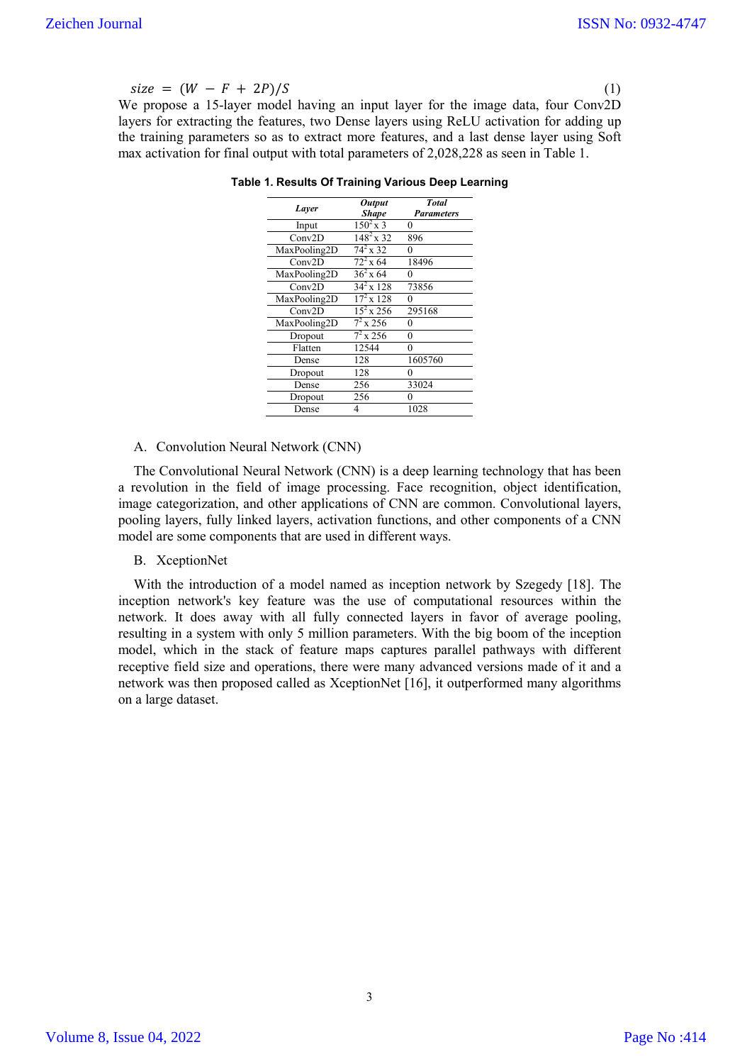$$size = (W - F + 2P)/S \tag{1}$$

We propose a 15-layer model having an input layer for the image data, four Conv2D layers for extracting the features, two Dense layers using ReLU activation for adding up the training parameters so as to extract more features, and a last dense layer using Soft max activation for final output with total parameters of 2,028,228 as seen in Table 1.

**Table 1. Results Of Training Various Deep Learning**

| *Layer* | *Output Shape* | *Total Parameters* |
|---|---|---|
| Input | $150^2$ x 3 | 0 |
| Conv2D | $148^2$ x 32 | 896 |
| MaxPooling2D | $74^2$ x 32 | 0 |
| Conv2D | $72^2$ x 64 | 18496 |
| MaxPooling2D | $36^2$ x 64 | 0 |
| Conv2D | $34^2$ x 128 | 73856 |
| MaxPooling2D | $17^2$ x 128 | 0 |
| Conv2D | $15^2$ x 256 | 295168 |
| MaxPooling2D | $7^2$ x 256 | 0 |
| Dropout | $7^2$ x 256 | 0 |
| Flatten | 12544 | 0 |
| Dense | 128 | 1605760 |
| Dropout | 128 | 0 |
| Dense | 256 | 33024 |
| Dropout | 256 | 0 |
| Dense | 4 | 1028 |

A. Convolution Neural Network (CNN)

The Convolutional Neural Network (CNN) is a deep learning technology that has been a revolution in the field of image processing. Face recognition, object identification, image categorization, and other applications of CNN are common. Convolutional layers, pooling layers, fully linked layers, activation functions, and other components of a CNN model are some components that are used in different ways.

B. XceptionNet

With the introduction of a model named as inception network by Szegedy [18]. The inception network's key feature was the use of computational resources within the network. It does away with all fully connected layers in favor of average pooling, resulting in a system with only 5 million parameters. With the big boom of the inception model, which in the stack of feature maps captures parallel pathways with different receptive field size and operations, there were many advanced versions made of it and a network was then proposed called as XceptionNet [16], it outperformed many algorithms on a large dataset.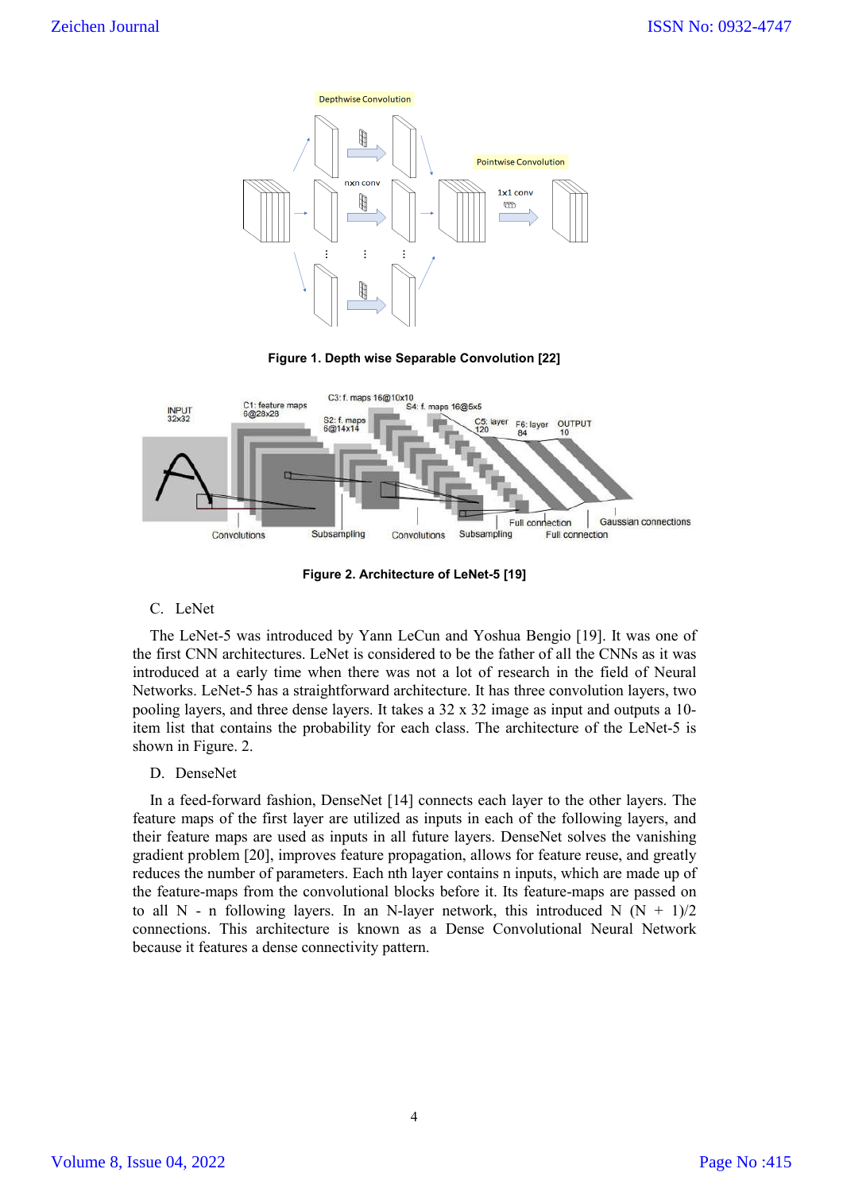Figure 1. Depth wise Separable Convolution [22]

Figure 2. Architecture of LeNet-5 [19]

C. LeNet

The LeNet-5 was introduced by Yann LeCun and Yoshua Bengio [19]. It was one of the first CNN architectures. LeNet is considered to be the father of all the CNNs as it was introduced at a early time when there was not a lot of research in the field of Neural Networks. LeNet-5 has a straightforward architecture. It has three convolution layers, two pooling layers, and three dense layers. It takes a 32 x 32 image as input and outputs a 10-item list that contains the probability for each class. The architecture of the LeNet-5 is shown in Figure. 2.

D. DenseNet

In a feed-forward fashion, DenseNet [14] connects each layer to the other layers. The feature maps of the first layer are utilized as inputs in each of the following layers, and their feature maps are used as inputs in all future layers. DenseNet solves the vanishing gradient problem [20], improves feature propagation, allows for feature reuse, and greatly reduces the number of parameters. Each nth layer contains n inputs, which are made up of the feature-maps from the convolutional blocks before it. Its feature-maps are passed on to all N - n following layers. In an N-layer network, this introduced N (N + 1)/2 connections. This architecture is known as a Dense Convolutional Neural Network because it features a dense connectivity pattern.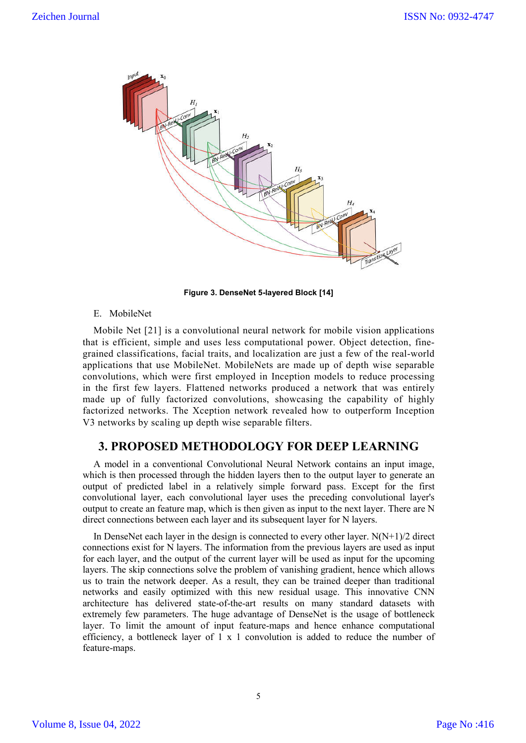Figure 3. DenseNet 5-layered Block [14]

E. MobileNet

Mobile Net [21] is a convolutional neural network for mobile vision applications that is efficient, simple and uses less computational power. Object detection, fine-grained classifications, facial traits, and localization are just a few of the real-world applications that use MobileNet. MobileNets are made up of depth wise separable convolutions, which were first employed in Inception models to reduce processing in the first few layers. Flattened networks produced a network that was entirely made up of fully factorized convolutions, showcasing the capability of highly factorized networks. The Xception network revealed how to outperform Inception V3 networks by scaling up depth wise separable filters.

## 3. PROPOSED METHODOLOGY FOR DEEP LEARNING

A model in a conventional Convolutional Neural Network contains an input image, which is then processed through the hidden layers then to the output layer to generate an output of predicted label in a relatively simple forward pass. Except for the first convolutional layer, each convolutional layer uses the preceding convolutional layer's output to create an feature map, which is then given as input to the next layer. There are N direct connections between each layer and its subsequent layer for N layers.

In DenseNet each layer in the design is connected to every other layer. $N(N+1)/2$ direct connections exist for N layers. The information from the previous layers are used as input for each layer, and the output of the current layer will be used as input for the upcoming layers. The skip connections solve the problem of vanishing gradient, hence which allows us to train the network deeper. As a result, they can be trained deeper than traditional networks and easily optimized with this new residual usage. This innovative CNN architecture has delivered state-of-the-art results on many standard datasets with extremely few parameters. The huge advantage of DenseNet is the usage of bottleneck layer. To limit the amount of input feature-maps and hence enhance computational efficiency, a bottleneck layer of 1 x 1 convolution is added to reduce the number of feature-maps.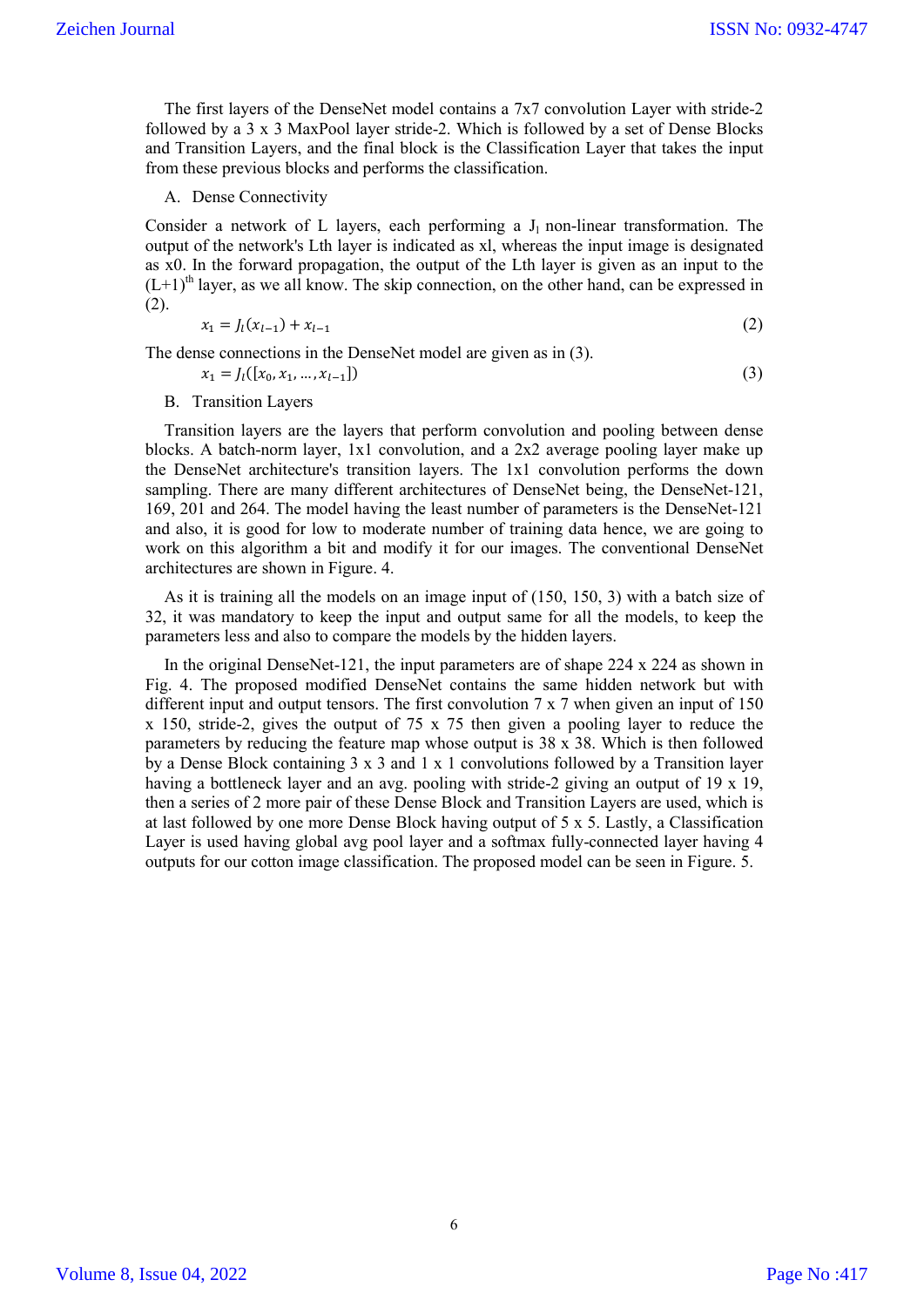The first layers of the DenseNet model contains a 7x7 convolution Layer with stride-2 followed by a 3 x 3 MaxPool layer stride-2. Which is followed by a set of Dense Blocks and Transition Layers, and the final block is the Classification Layer that takes the input from these previous blocks and performs the classification.

A. Dense Connectivity

Consider a network of L layers, each performing a $J_l$ non-linear transformation. The output of the network's Lth layer is indicated as xl, whereas the input image is designated as x0. In the forward propagation, the output of the Lth layer is given as an input to the $(L+1)^{th}$ layer, as we all know. The skip connection, on the other hand, can be expressed in (2).

$$x_1 = J_l(x_{l-1}) + x_{l-1} \tag{2}$$

The dense connections in the DenseNet model are given as in (3).

$$x_1 = J_l([x_0, x_1, \dots, x_{l-1}]) \tag{3}$$

B. Transition Layers

Transition layers are the layers that perform convolution and pooling between dense blocks. A batch-norm layer, 1x1 convolution, and a 2x2 average pooling layer make up the DenseNet architecture's transition layers. The 1x1 convolution performs the down sampling. There are many different architectures of DenseNet being, the DenseNet-121, 169, 201 and 264. The model having the least number of parameters is the DenseNet-121 and also, it is good for low to moderate number of training data hence, we are going to work on this algorithm a bit and modify it for our images. The conventional DenseNet architectures are shown in Figure. 4.

As it is training all the models on an image input of (150, 150, 3) with a batch size of 32, it was mandatory to keep the input and output same for all the models, to keep the parameters less and also to compare the models by the hidden layers.

In the original DenseNet-121, the input parameters are of shape 224 x 224 as shown in Fig. 4. The proposed modified DenseNet contains the same hidden network but with different input and output tensors. The first convolution 7 x 7 when given an input of 150 x 150, stride-2, gives the output of 75 x 75 then given a pooling layer to reduce the parameters by reducing the feature map whose output is 38 x 38. Which is then followed by a Dense Block containing 3 x 3 and 1 x 1 convolutions followed by a Transition layer having a bottleneck layer and an avg. pooling with stride-2 giving an output of 19 x 19, then a series of 2 more pair of these Dense Block and Transition Layers are used, which is at last followed by one more Dense Block having output of 5 x 5. Lastly, a Classification Layer is used having global avg pool layer and a softmax fully-connected layer having 4 outputs for our cotton image classification. The proposed model can be seen in Figure. 5.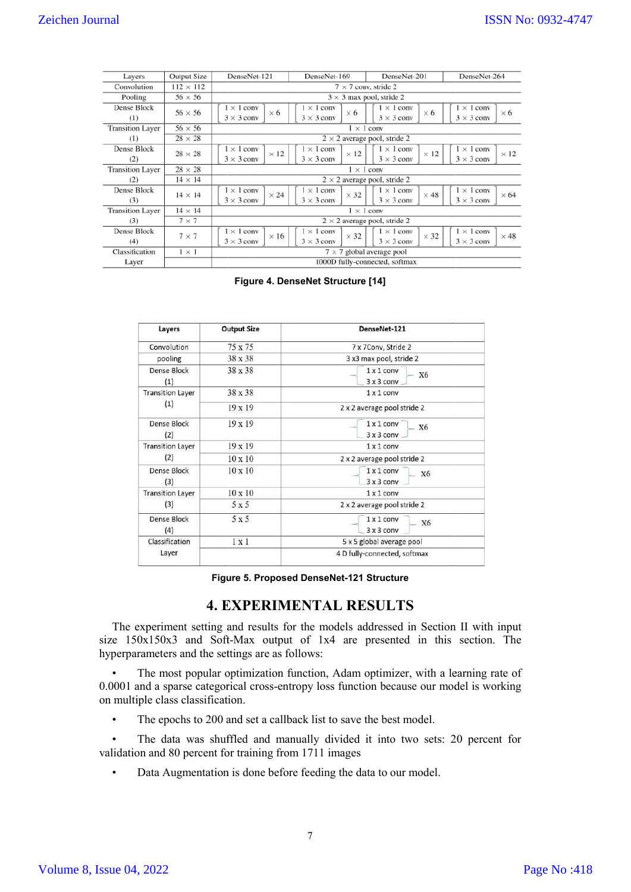| Layers | Output Size | DenseNet-121 | DenseNet-169 | DenseNet-201 | DenseNet-264 |
|---|---|---|---|---|---|
| Convolution | 112 × 112 | 7 × 7 conv, stride 2 | | | |
| Pooling | 56 × 56 | 3 × 3 max pool, stride 2 | | | |
| Dense Block (1) | 56 × 56 | [1 × 1 conv, 3 × 3 conv] × 6 | [1 × 1 conv, 3 × 3 conv] × 6 | [1 × 1 conv, 3 × 3 conv] × 6 | [1 × 1 conv, 3 × 3 conv] × 6 |
| Transition Layer (1) | 56 × 56 | 1 × 1 conv | | | |
| | 28 × 28 | 2 × 2 average pool, stride 2 | | | |
| Dense Block (2) | 28 × 28 | [1 × 1 conv, 3 × 3 conv] × 12 | [1 × 1 conv, 3 × 3 conv] × 12 | [1 × 1 conv, 3 × 3 conv] × 12 | [1 × 1 conv, 3 × 3 conv] × 12 |
| Transition Layer (2) | 28 × 28 | 1 × 1 conv | | | |
| | 14 × 14 | 2 × 2 average pool, stride 2 | | | |
| Dense Block (3) | 14 × 14 | [1 × 1 conv, 3 × 3 conv] × 24 | [1 × 1 conv, 3 × 3 conv] × 32 | [1 × 1 conv, 3 × 3 conv] × 48 | [1 × 1 conv, 3 × 3 conv] × 64 |
| Transition Layer (3) | 14 × 14 | 1 × 1 conv | | | |
| | 7 × 7 | 2 × 2 average pool, stride 2 | | | |
| Dense Block (4) | 7 × 7 | [1 × 1 conv, 3 × 3 conv] × 16 | [1 × 1 conv, 3 × 3 conv] × 32 | [1 × 1 conv, 3 × 3 conv] × 32 | [1 × 1 conv, 3 × 3 conv] × 48 |
| Classification Layer | 1 × 1 | 7 × 7 global average pool | | | |
| | | 1000D fully-connected, softmax | | | |

**Figure 4. DenseNet Structure [14]**

| Layers | Output Size | DenseNet-121 |
|---|---|---|
| Convolution | 75 x 75 | 7 x 7Conv, Stride 2 |
| pooling | 38 x 38 | 3 x3 max pool, stride 2 |
| Dense Block (1) | 38 x 38 | [1 x 1 conv, 3 x 3 conv] X6 |
| Transition Layer (1) | 38 x 38 | 1 x 1 conv |
| | 19 x 19 | 2 x 2 average pool stride 2 |
| Dense Block (2) | 19 x 19 | [1 x 1 conv, 3 x 3 conv] X6 |
| Transition Layer (2) | 19 x 19 | 1 x 1 conv |
| | 10 x 10 | 2 x 2 average pool stride 2 |
| Dense Block (3) | 10 x 10 | [1 x 1 conv, 3 x 3 conv] X6 |
| Transition Layer (3) | 10 x 10 | 1 x 1 conv |
| | 5 x 5 | 2 x 2 average pool stride 2 |
| Dense Block (4) | 5 x 5 | [1 x 1 conv, 3 x 3 conv] X6 |
| Classification Layer | 1 x 1 | 5 x 5 global average pool |
| | | 4 D fully-connected, softmax |

**Figure 5. Proposed DenseNet-121 Structure**

# 4. EXPERIMENTAL RESULTS

The experiment setting and results for the models addressed in Section II with input size 150x150x3 and Soft-Max output of 1x4 are presented in this section. The hyperparameters and the settings are as follows:

- The most popular optimization function, Adam optimizer, with a learning rate of 0.0001 and a sparse categorical cross-entropy loss function because our model is working on multiple class classification.
- The epochs to 200 and set a callback list to save the best model.
- The data was shuffled and manually divided it into two sets: 20 percent for validation and 80 percent for training from 1711 images
- Data Augmentation is done before feeding the data to our model.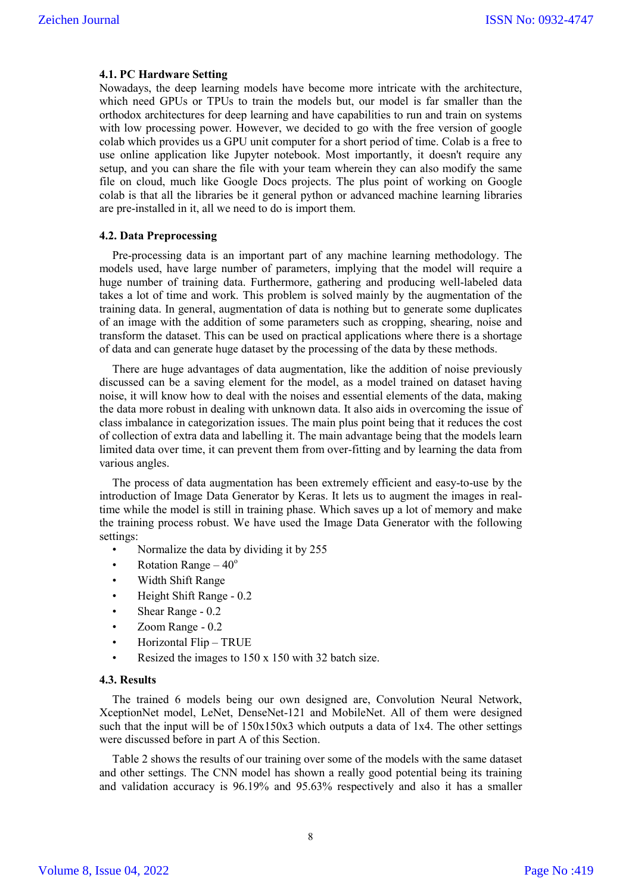### 4.1. PC Hardware Setting

Nowadays, the deep learning models have become more intricate with the architecture, which need GPUs or TPUs to train the models but, our model is far smaller than the orthodox architectures for deep learning and have capabilities to run and train on systems with low processing power. However, we decided to go with the free version of google colab which provides us a GPU unit computer for a short period of time. Colab is a free to use online application like Jupyter notebook. Most importantly, it doesn't require any setup, and you can share the file with your team wherein they can also modify the same file on cloud, much like Google Docs projects. The plus point of working on Google colab is that all the libraries be it general python or advanced machine learning libraries are pre-installed in it, all we need to do is import them.

### 4.2. Data Preprocessing

Pre-processing data is an important part of any machine learning methodology. The models used, have large number of parameters, implying that the model will require a huge number of training data. Furthermore, gathering and producing well-labeled data takes a lot of time and work. This problem is solved mainly by the augmentation of the training data. In general, augmentation of data is nothing but to generate some duplicates of an image with the addition of some parameters such as cropping, shearing, noise and transform the dataset. This can be used on practical applications where there is a shortage of data and can generate huge dataset by the processing of the data by these methods.

There are huge advantages of data augmentation, like the addition of noise previously discussed can be a saving element for the model, as a model trained on dataset having noise, it will know how to deal with the noises and essential elements of the data, making the data more robust in dealing with unknown data. It also aids in overcoming the issue of class imbalance in categorization issues. The main plus point being that it reduces the cost of collection of extra data and labelling it. The main advantage being that the models learn limited data over time, it can prevent them from over-fitting and by learning the data from various angles.

The process of data augmentation has been extremely efficient and easy-to-use by the introduction of Image Data Generator by Keras. It lets us to augment the images in real-time while the model is still in training phase. Which saves up a lot of memory and make the training process robust. We have used the Image Data Generator with the following settings:

- Normalize the data by dividing it by 255
- Rotation Range – $40^{o}$
- Width Shift Range
- Height Shift Range - 0.2
- Shear Range - 0.2
- Zoom Range - 0.2
- Horizontal Flip – TRUE
- Resized the images to 150 x 150 with 32 batch size.

### 4.3. Results

The trained 6 models being our own designed are, Convolution Neural Network, XceptionNet model, LeNet, DenseNet-121 and MobileNet. All of them were designed such that the input will be of 150x150x3 which outputs a data of 1x4. The other settings were discussed before in part A of this Section.

Table 2 shows the results of our training over some of the models with the same dataset and other settings. The CNN model has shown a really good potential being its training and validation accuracy is 96.19% and 95.63% respectively and also it has a smaller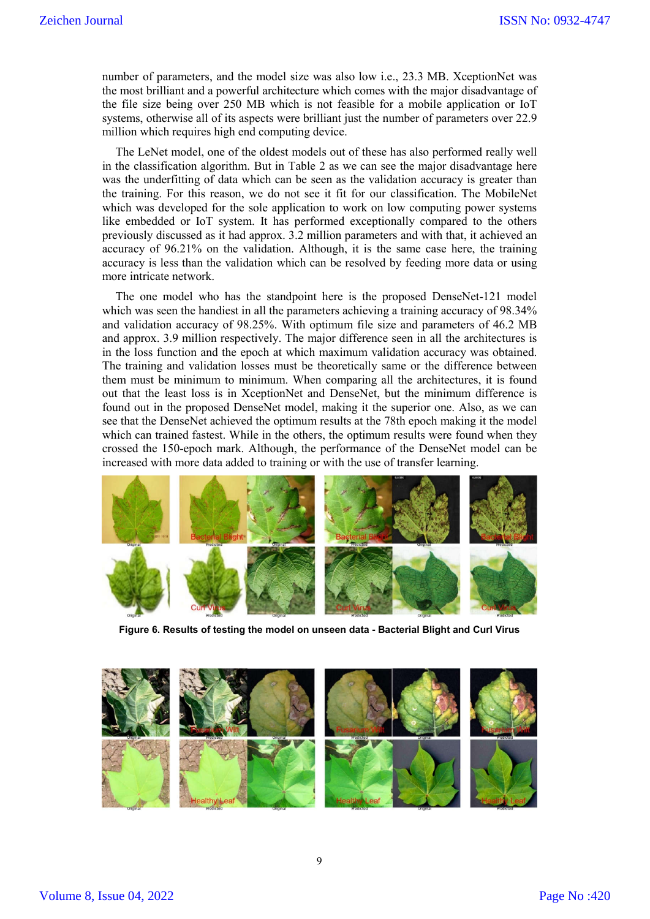number of parameters, and the model size was also low i.e., 23.3 MB. XceptionNet was the most brilliant and a powerful architecture which comes with the major disadvantage of the file size being over 250 MB which is not feasible for a mobile application or IoT systems, otherwise all of its aspects were brilliant just the number of parameters over 22.9 million which requires high end computing device.

The LeNet model, one of the oldest models out of these has also performed really well in the classification algorithm. But in Table 2 as we can see the major disadvantage here was the underfitting of data which can be seen as the validation accuracy is greater than the training. For this reason, we do not see it fit for our classification. The MobileNet which was developed for the sole application to work on low computing power systems like embedded or IoT system. It has performed exceptionally compared to the others previously discussed as it had approx. 3.2 million parameters and with that, it achieved an accuracy of 96.21% on the validation. Although, it is the same case here, the training accuracy is less than the validation which can be resolved by feeding more data or using more intricate network.

The one model who has the standpoint here is the proposed DenseNet-121 model which was seen the handiest in all the parameters achieving a training accuracy of 98.34% and validation accuracy of 98.25%. With optimum file size and parameters of 46.2 MB and approx. 3.9 million respectively. The major difference seen in all the architectures is in the loss function and the epoch at which maximum validation accuracy was obtained. The training and validation losses must be theoretically same or the difference between them must be minimum to minimum. When comparing all the architectures, it is found out that the least loss is in XceptionNet and DenseNet, but the minimum difference is found out in the proposed DenseNet model, making it the superior one. Also, as we can see that the DenseNet achieved the optimum results at the 78th epoch making it the model which can trained fastest. While in the others, the optimum results were found when they crossed the 150-epoch mark. Although, the performance of the DenseNet model can be increased with more data added to training or with the use of transfer learning.

**Figure 6. Results of testing the model on unseen data - Bacterial Blight and Curl Virus**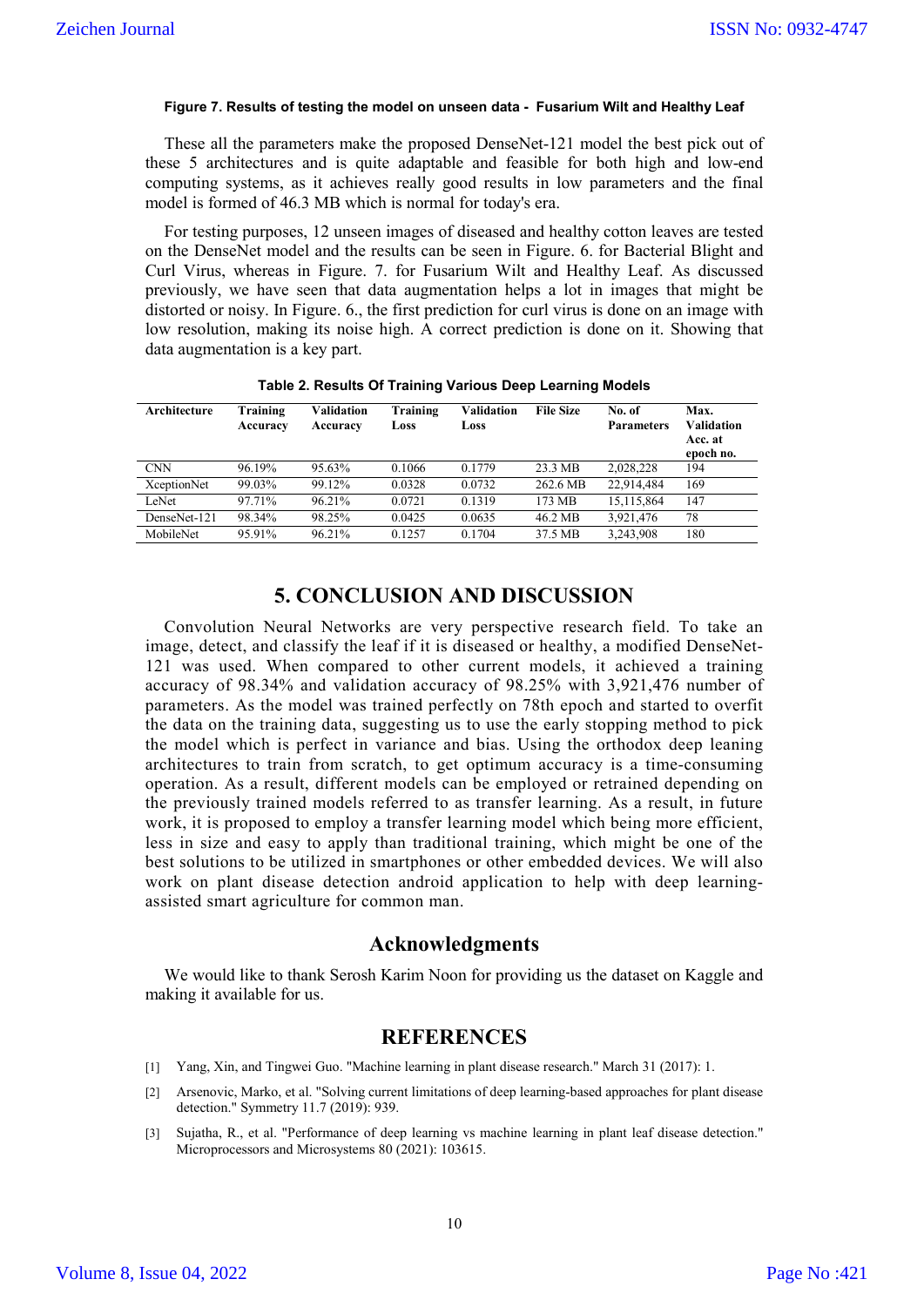**Figure 7. Results of testing the model on unseen data - Fusarium Wilt and Healthy Leaf**

These all the parameters make the proposed DenseNet-121 model the best pick out of these 5 architectures and is quite adaptable and feasible for both high and low-end computing systems, as it achieves really good results in low parameters and the final model is formed of 46.3 MB which is normal for today's era.

For testing purposes, 12 unseen images of diseased and healthy cotton leaves are tested on the DenseNet model and the results can be seen in Figure. 6. for Bacterial Blight and Curl Virus, whereas in Figure. 7. for Fusarium Wilt and Healthy Leaf. As discussed previously, we have seen that data augmentation helps a lot in images that might be distorted or noisy. In Figure. 6., the first prediction for curl virus is done on an image with low resolution, making its noise high. A correct prediction is done on it. Showing that data augmentation is a key part.

**Table 2. Results Of Training Various Deep Learning Models**

| Architecture | Training Accuracy | Validation Accuracy | Training Loss | Validation Loss | File Size | No. of Parameters | Max. Validation Acc. at epoch no. |
|---|---|---|---|---|---|---|---|
| CNN | 96.19% | 95.63% | 0.1066 | 0.1779 | 23.3 MB | 2,028,228 | 194 |
| XceptionNet | 99.03% | 99.12% | 0.0328 | 0.0732 | 262.6 MB | 22,914,484 | 169 |
| LeNet | 97.71% | 96.21% | 0.0721 | 0.1319 | 173 MB | 15,115,864 | 147 |
| DenseNet-121 | 98.34% | 98.25% | 0.0425 | 0.0635 | 46.2 MB | 3,921,476 | 78 |
| MobileNet | 95.91% | 96.21% | 0.1257 | 0.1704 | 37.5 MB | 3,243,908 | 180 |

## 5. CONCLUSION AND DISCUSSION

Convolution Neural Networks are very perspective research field. To take an image, detect, and classify the leaf if it is diseased or healthy, a modified DenseNet-121 was used. When compared to other current models, it achieved a training accuracy of 98.34% and validation accuracy of 98.25% with 3,921,476 number of parameters. As the model was trained perfectly on 78th epoch and started to overfit the data on the training data, suggesting us to use the early stopping method to pick the model which is perfect in variance and bias. Using the orthodox deep leaning architectures to train from scratch, to get optimum accuracy is a time-consuming operation. As a result, different models can be employed or retrained depending on the previously trained models referred to as transfer learning. As a result, in future work, it is proposed to employ a transfer learning model which being more efficient, less in size and easy to apply than traditional training, which might be one of the best solutions to be utilized in smartphones or other embedded devices. We will also work on plant disease detection android application to help with deep learning-assisted smart agriculture for common man.

## Acknowledgments

We would like to thank Serosh Karim Noon for providing us the dataset on Kaggle and making it available for us.

## REFERENCES

[1] Yang, Xin, and Tingwei Guo. "Machine learning in plant disease research." March 31 (2017): 1.

[2] Arsenovic, Marko, et al. "Solving current limitations of deep learning-based approaches for plant disease detection." Symmetry 11.7 (2019): 939.

[3] Sujatha, R., et al. "Performance of deep learning vs machine learning in plant leaf disease detection." Microprocessors and Microsystems 80 (2021): 103615.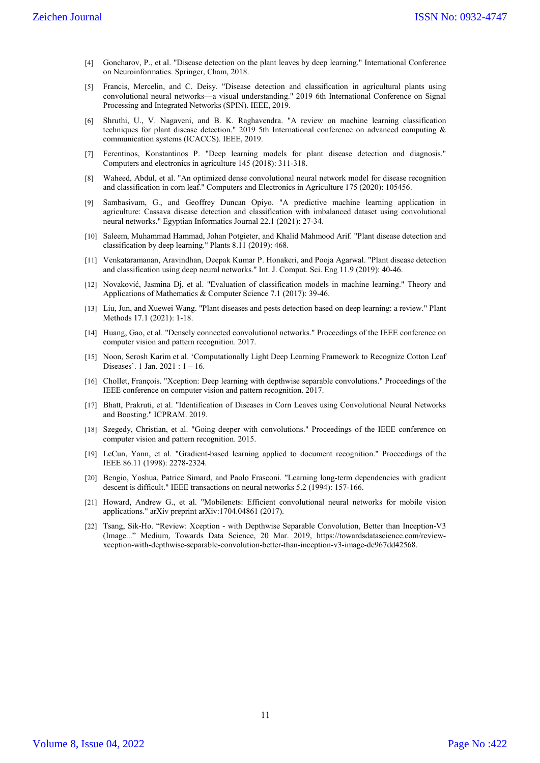[4] Goncharov, P., et al. "Disease detection on the plant leaves by deep learning." International Conference on Neuroinformatics. Springer, Cham, 2018.

[5] Francis, Mercelin, and C. Deisy. "Disease detection and classification in agricultural plants using convolutional neural networks—a visual understanding." 2019 6th International Conference on Signal Processing and Integrated Networks (SPIN). IEEE, 2019.

[6] Shruthi, U., V. Nagaveni, and B. K. Raghavendra. "A review on machine learning classification techniques for plant disease detection." 2019 5th International conference on advanced computing & communication systems (ICACCS). IEEE, 2019.

[7] Ferentinos, Konstantinos P. "Deep learning models for plant disease detection and diagnosis." Computers and electronics in agriculture 145 (2018): 311-318.

[8] Waheed, Abdul, et al. "An optimized dense convolutional neural network model for disease recognition and classification in corn leaf." Computers and Electronics in Agriculture 175 (2020): 105456.

[9] Sambasivam, G., and Geoffrey Duncan Opiyo. "A predictive machine learning application in agriculture: Cassava disease detection and classification with imbalanced dataset using convolutional neural networks." Egyptian Informatics Journal 22.1 (2021): 27-34.

[10] Saleem, Muhammad Hammad, Johan Potgieter, and Khalid Mahmood Arif. "Plant disease detection and classification by deep learning." Plants 8.11 (2019): 468.

[11] Venkataramanan, Aravindhan, Deepak Kumar P. Honakeri, and Pooja Agarwal. "Plant disease detection and classification using deep neural networks." Int. J. Comput. Sci. Eng 11.9 (2019): 40-46.

[12] Novaković, Jasmina Dj, et al. "Evaluation of classification models in machine learning." Theory and Applications of Mathematics & Computer Science 7.1 (2017): 39-46.

[13] Liu, Jun, and Xuewei Wang. "Plant diseases and pests detection based on deep learning: a review." Plant Methods 17.1 (2021): 1-18.

[14] Huang, Gao, et al. "Densely connected convolutional networks." Proceedings of the IEEE conference on computer vision and pattern recognition. 2017.

[15] Noon, Serosh Karim et al. 'Computationally Light Deep Learning Framework to Recognize Cotton Leaf Diseases'. 1 Jan. 2021 : 1 – 16.

[16] Chollet, François. "Xception: Deep learning with depthwise separable convolutions." Proceedings of the IEEE conference on computer vision and pattern recognition. 2017.

[17] Bhatt, Prakruti, et al. "Identification of Diseases in Corn Leaves using Convolutional Neural Networks and Boosting." ICPRAM. 2019.

[18] Szegedy, Christian, et al. "Going deeper with convolutions." Proceedings of the IEEE conference on computer vision and pattern recognition. 2015.

[19] LeCun, Yann, et al. "Gradient-based learning applied to document recognition." Proceedings of the IEEE 86.11 (1998): 2278-2324.

[20] Bengio, Yoshua, Patrice Simard, and Paolo Frasconi. "Learning long-term dependencies with gradient descent is difficult." IEEE transactions on neural networks 5.2 (1994): 157-166.

[21] Howard, Andrew G., et al. "Mobilenets: Efficient convolutional neural networks for mobile vision applications." arXiv preprint arXiv:1704.04861 (2017).

[22] Tsang, Sik-Ho. "Review: Xception - with Depthwise Separable Convolution, Better than Inception-V3 (Image..." Medium, Towards Data Science, 20 Mar. 2019, https://towardsdatascience.com/review-xception-with-depthwise-separable-convolution-better-than-inception-v3-image-dc967dd42568.